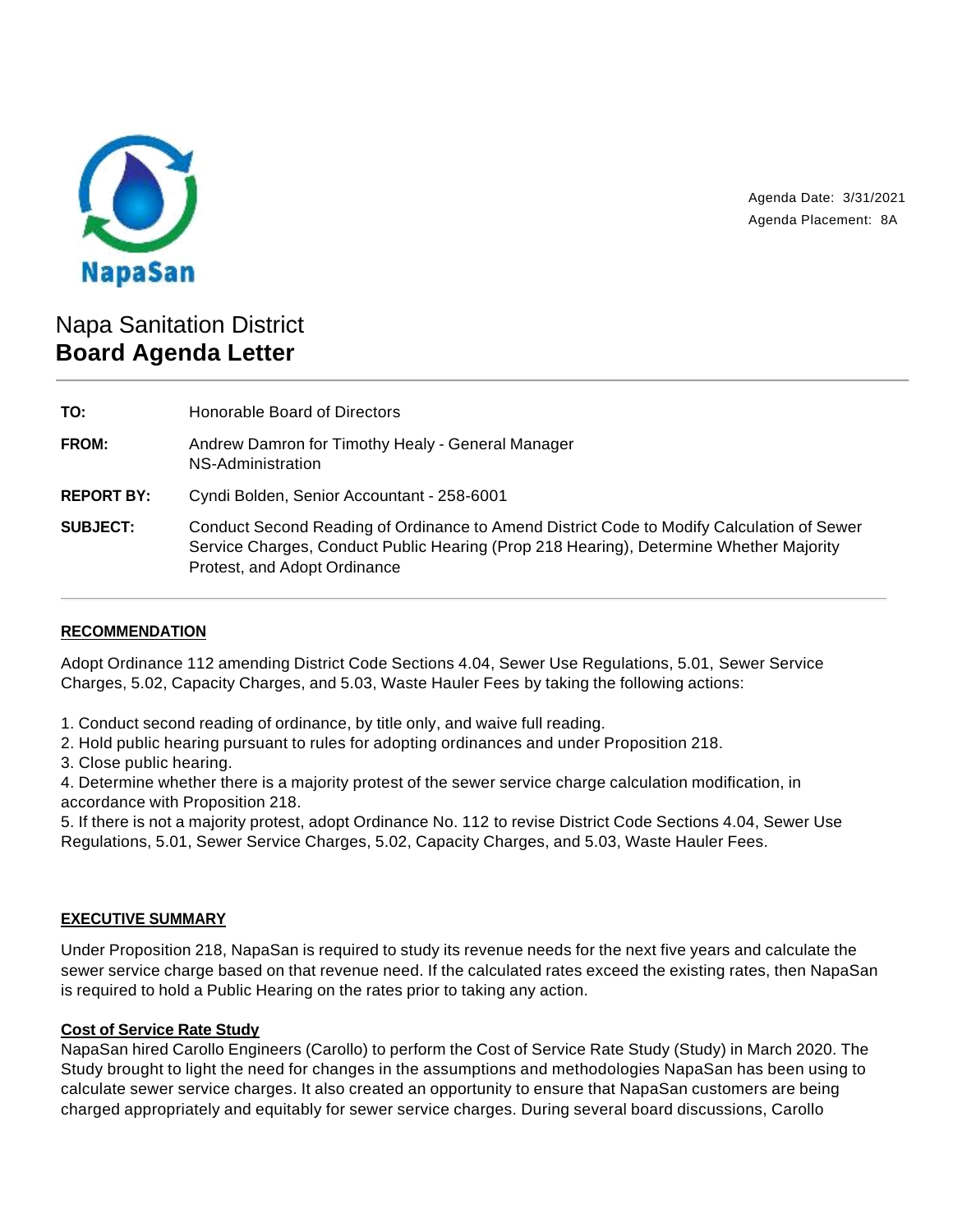NapaSan

Agenda Date: 3/31/2021
Agenda Placement: 8A

# Napa Sanitation District
## Board Agenda Letter

| | |
|---|---|
| **TO:** | Honorable Board of Directors |
| **FROM:** | Andrew Damron for Timothy Healy - General Manager<br>NS-Administration |
| **REPORT BY:** | Cyndi Bolden, Senior Accountant - 258-6001 |
| **SUBJECT:** | Conduct Second Reading of Ordinance to Amend District Code to Modify Calculation of Sewer Service Charges, Conduct Public Hearing (Prop 218 Hearing), Determine Whether Majority Protest, and Adopt Ordinance |

### RECOMMENDATION

Adopt Ordinance 112 amending District Code Sections 4.04, Sewer Use Regulations, 5.01, Sewer Service Charges, 5.02, Capacity Charges, and 5.03, Waste Hauler Fees by taking the following actions:

1. Conduct second reading of ordinance, by title only, and waive full reading.
2. Hold public hearing pursuant to rules for adopting ordinances and under Proposition 218.
3. Close public hearing.
4. Determine whether there is a majority protest of the sewer service charge calculation modification, in accordance with Proposition 218.
5. If there is not a majority protest, adopt Ordinance No. 112 to revise District Code Sections 4.04, Sewer Use Regulations, 5.01, Sewer Service Charges, 5.02, Capacity Charges, and 5.03, Waste Hauler Fees.

### EXECUTIVE SUMMARY

Under Proposition 218, NapaSan is required to study its revenue needs for the next five years and calculate the sewer service charge based on that revenue need. If the calculated rates exceed the existing rates, then NapaSan is required to hold a Public Hearing on the rates prior to taking any action.

**Cost of Service Rate Study**

NapaSan hired Carollo Engineers (Carollo) to perform the Cost of Service Rate Study (Study) in March 2020. The Study brought to light the need for changes in the assumptions and methodologies NapaSan has been using to calculate sewer service charges. It also created an opportunity to ensure that NapaSan customers are being charged appropriately and equitably for sewer service charges. During several board discussions, Carollo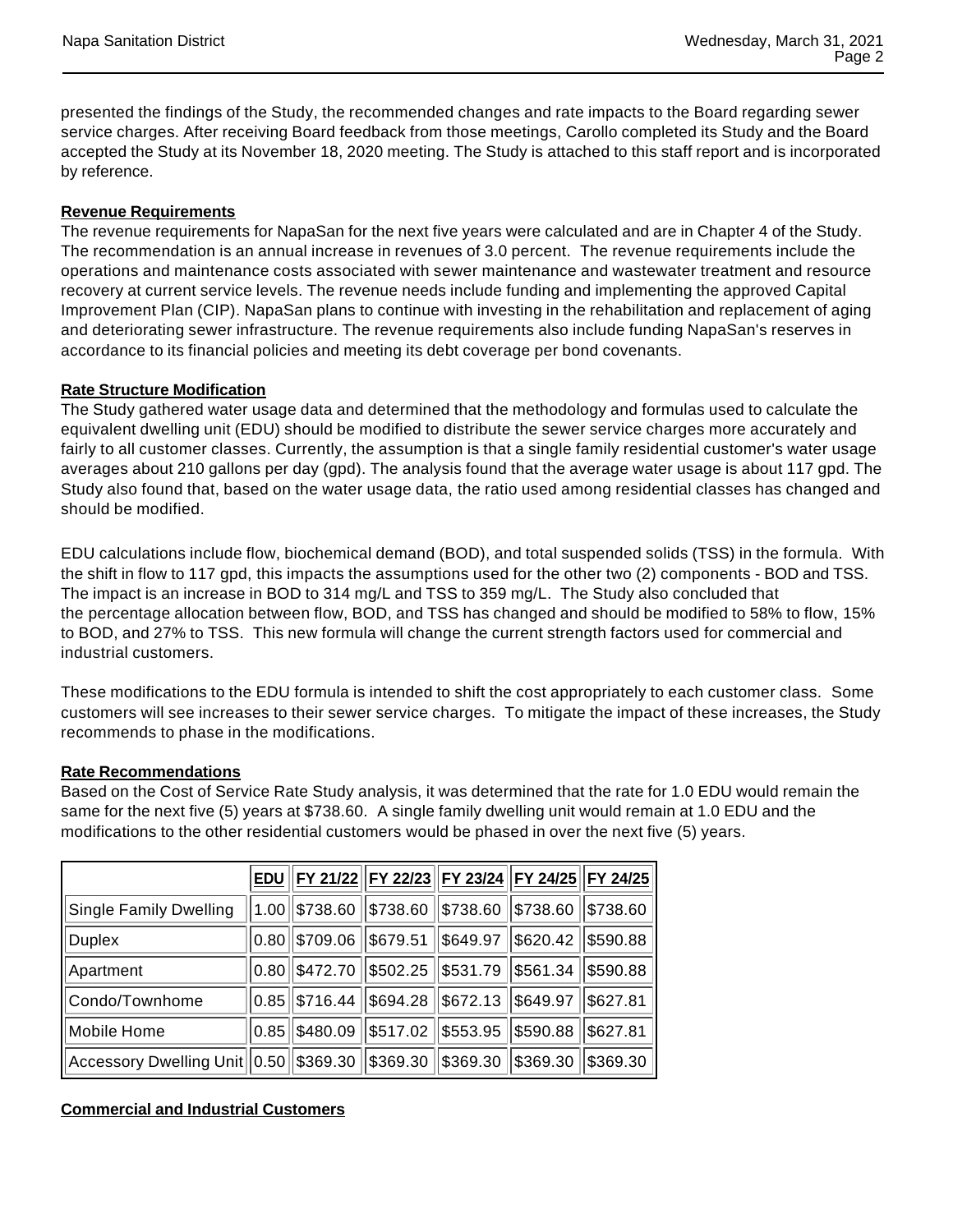presented the findings of the Study, the recommended changes and rate impacts to the Board regarding sewer service charges. After receiving Board feedback from those meetings, Carollo completed its Study and the Board accepted the Study at its November 18, 2020 meeting. The Study is attached to this staff report and is incorporated by reference.

**Revenue Requirements**

The revenue requirements for NapaSan for the next five years were calculated and are in Chapter 4 of the Study. The recommendation is an annual increase in revenues of 3.0 percent. The revenue requirements include the operations and maintenance costs associated with sewer maintenance and wastewater treatment and resource recovery at current service levels. The revenue needs include funding and implementing the approved Capital Improvement Plan (CIP). NapaSan plans to continue with investing in the rehabilitation and replacement of aging and deteriorating sewer infrastructure. The revenue requirements also include funding NapaSan's reserves in accordance to its financial policies and meeting its debt coverage per bond covenants.

**Rate Structure Modification**

The Study gathered water usage data and determined that the methodology and formulas used to calculate the equivalent dwelling unit (EDU) should be modified to distribute the sewer service charges more accurately and fairly to all customer classes. Currently, the assumption is that a single family residential customer's water usage averages about 210 gallons per day (gpd). The analysis found that the average water usage is about 117 gpd. The Study also found that, based on the water usage data, the ratio used among residential classes has changed and should be modified.

EDU calculations include flow, biochemical demand (BOD), and total suspended solids (TSS) in the formula. With the shift in flow to 117 gpd, this impacts the assumptions used for the other two (2) components - BOD and TSS. The impact is an increase in BOD to 314 mg/L and TSS to 359 mg/L. The Study also concluded that the percentage allocation between flow, BOD, and TSS has changed and should be modified to 58% to flow, 15% to BOD, and 27% to TSS. This new formula will change the current strength factors used for commercial and industrial customers.

These modifications to the EDU formula is intended to shift the cost appropriately to each customer class. Some customers will see increases to their sewer service charges. To mitigate the impact of these increases, the Study recommends to phase in the modifications.

**Rate Recommendations**

Based on the Cost of Service Rate Study analysis, it was determined that the rate for 1.0 EDU would remain the same for the next five (5) years at $738.60. A single family dwelling unit would remain at 1.0 EDU and the modifications to the other residential customers would be phased in over the next five (5) years.

| | EDU | FY 21/22 | FY 22/23 | FY 23/24 | FY 24/25 | FY 24/25 |
|---|---|---|---|---|---|---|
| Single Family Dwelling | 1.00 | $738.60 | $738.60 | $738.60 | $738.60 | $738.60 |
| Duplex | 0.80 | $709.06 | $679.51 | $649.97 | $620.42 | $590.88 |
| Apartment | 0.80 | $472.70 | $502.25 | $531.79 | $561.34 | $590.88 |
| Condo/Townhome | 0.85 | $716.44 | $694.28 | $672.13 | $649.97 | $627.81 |
| Mobile Home | 0.85 | $480.09 | $517.02 | $553.95 | $590.88 | $627.81 |
| Accessory Dwelling Unit | 0.50 | $369.30 | $369.30 | $369.30 | $369.30 | $369.30 |

**Commercial and Industrial Customers**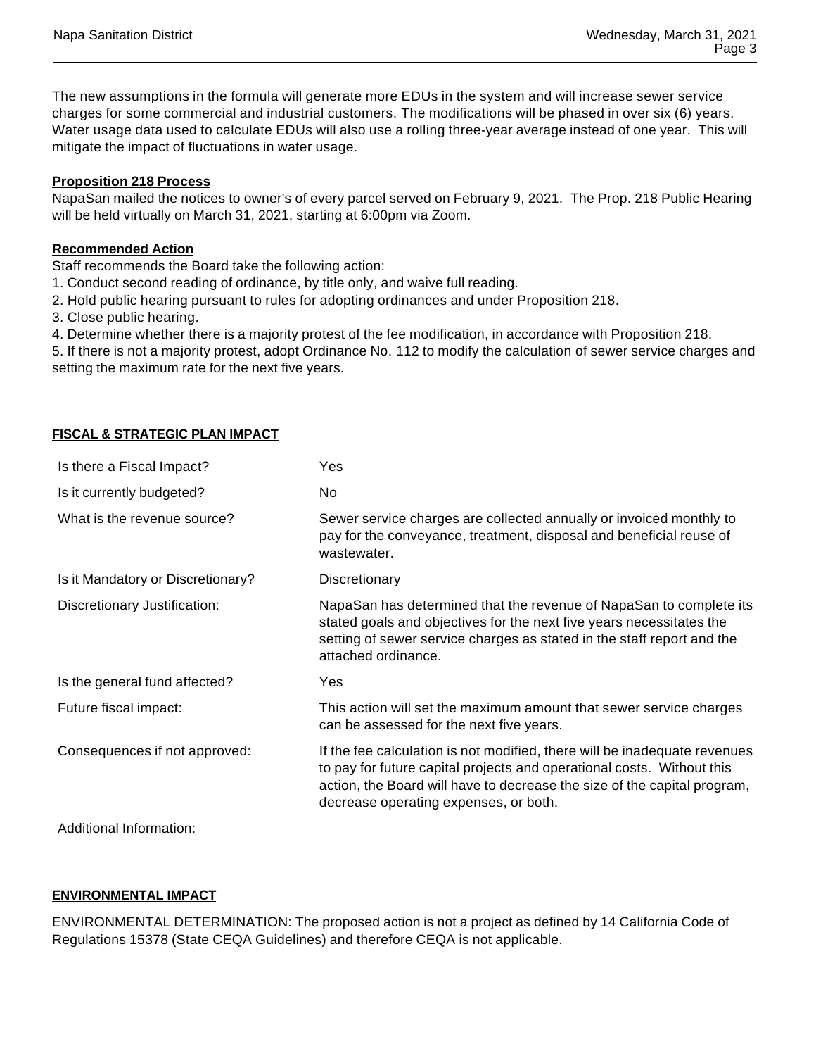The new assumptions in the formula will generate more EDUs in the system and will increase sewer service charges for some commercial and industrial customers. The modifications will be phased in over six (6) years. Water usage data used to calculate EDUs will also use a rolling three-year average instead of one year. This will mitigate the impact of fluctuations in water usage.

**Proposition 218 Process**

NapaSan mailed the notices to owner's of every parcel served on February 9, 2021. The Prop. 218 Public Hearing will be held virtually on March 31, 2021, starting at 6:00pm via Zoom.

**Recommended Action**

Staff recommends the Board take the following action:

1. Conduct second reading of ordinance, by title only, and waive full reading.
2. Hold public hearing pursuant to rules for adopting ordinances and under Proposition 218.
3. Close public hearing.
4. Determine whether there is a majority protest of the fee modification, in accordance with Proposition 218.
5. If there is not a majority protest, adopt Ordinance No. 112 to modify the calculation of sewer service charges and setting the maximum rate for the next five years.

**FISCAL & STRATEGIC PLAN IMPACT**

| | |
|---|---|
| Is there a Fiscal Impact? | Yes |
| Is it currently budgeted? | No |
| What is the revenue source? | Sewer service charges are collected annually or invoiced monthly to pay for the conveyance, treatment, disposal and beneficial reuse of wastewater. |
| Is it Mandatory or Discretionary? | Discretionary |
| Discretionary Justification: | NapaSan has determined that the revenue of NapaSan to complete its stated goals and objectives for the next five years necessitates the setting of sewer service charges as stated in the staff report and the attached ordinance. |
| Is the general fund affected? | Yes |
| Future fiscal impact: | This action will set the maximum amount that sewer service charges can be assessed for the next five years. |
| Consequences if not approved: | If the fee calculation is not modified, there will be inadequate revenues to pay for future capital projects and operational costs. Without this action, the Board will have to decrease the size of the capital program, decrease operating expenses, or both. |
| Additional Information: | |

**ENVIRONMENTAL IMPACT**

ENVIRONMENTAL DETERMINATION: The proposed action is not a project as defined by 14 California Code of Regulations 15378 (State CEQA Guidelines) and therefore CEQA is not applicable.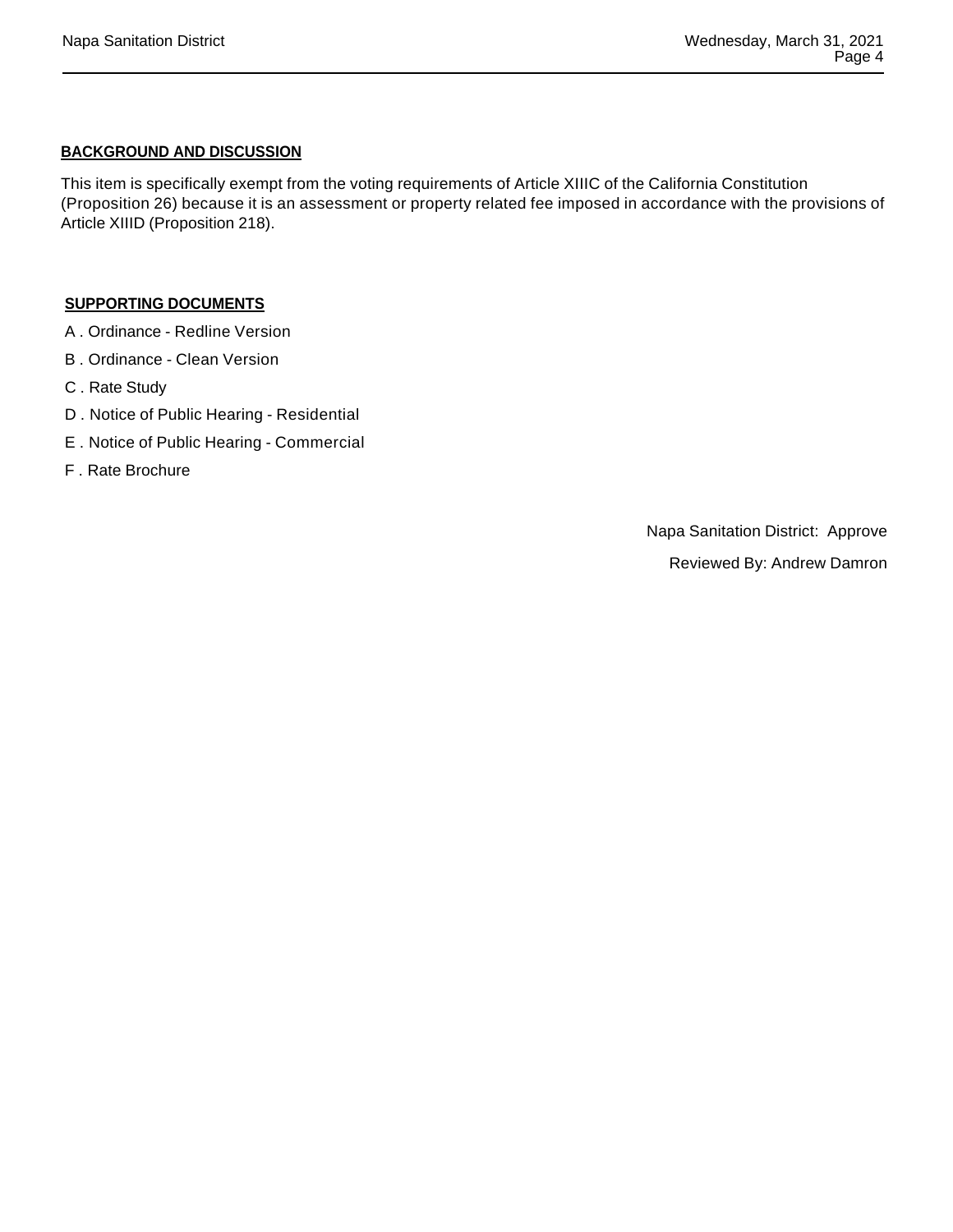## BACKGROUND AND DISCUSSION

This item is specifically exempt from the voting requirements of Article XIIIC of the California Constitution (Proposition 26) because it is an assessment or property related fee imposed in accordance with the provisions of Article XIIID (Proposition 218).

## SUPPORTING DOCUMENTS

A . Ordinance - Redline Version

B . Ordinance - Clean Version

C . Rate Study

D . Notice of Public Hearing - Residential

E . Notice of Public Hearing - Commercial

F . Rate Brochure

Napa Sanitation District: Approve

Reviewed By: Andrew Damron